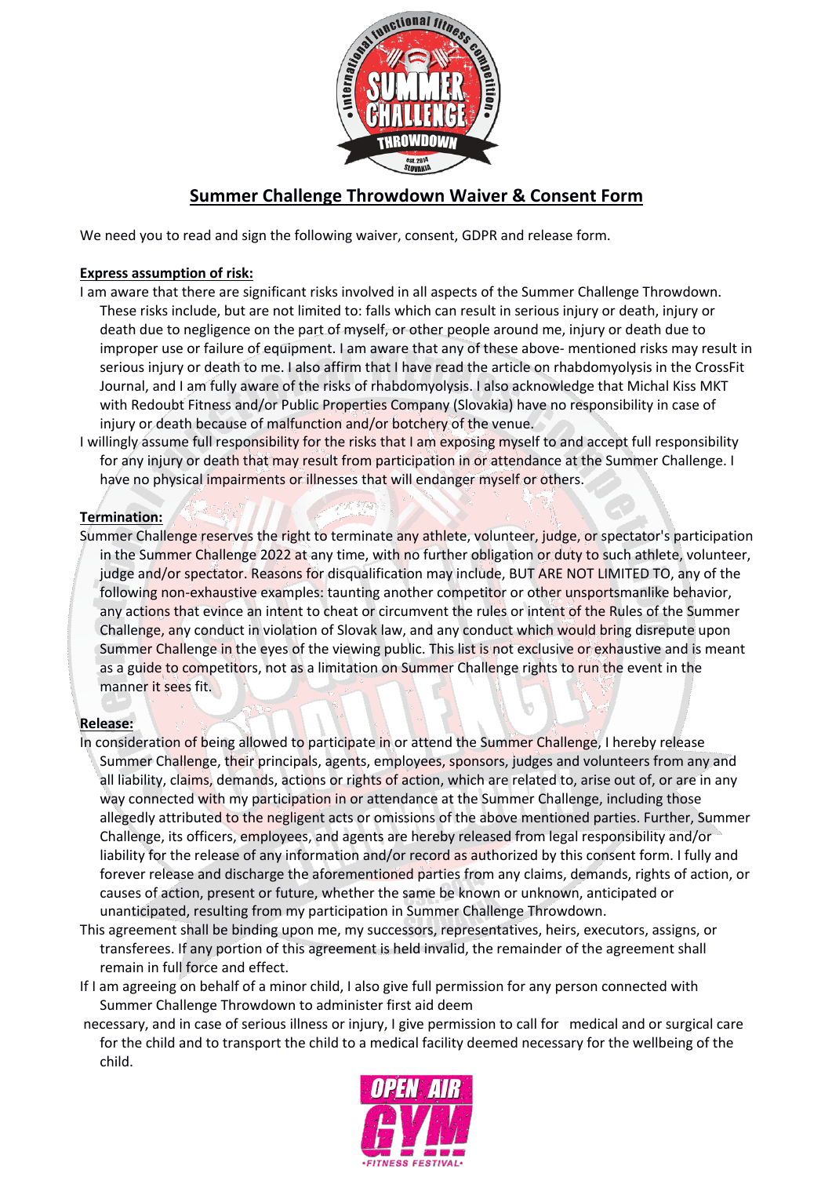# Summer Challenge Throwdown Waiver & Consent Form

We need you to read and sign the following waiver, consent, GDPR and release form.

**Express assumption of risk:**

I am aware that there are significant risks involved in all aspects of the Summer Challenge Throwdown. These risks include, but are not limited to: falls which can result in serious injury or death, injury or death due to negligence on the part of myself, or other people around me, injury or death due to improper use or failure of equipment. I am aware that any of these above- mentioned risks may result in serious injury or death to me. I also affirm that I have read the article on rhabdomyolysis in the CrossFit Journal, and I am fully aware of the risks of rhabdomyolysis. I also acknowledge that Michal Kiss MKT with Redoubt Fitness and/or Public Properties Company (Slovakia) have no responsibility in case of injury or death because of malfunction and/or botchery of the venue.

I willingly assume full responsibility for the risks that I am exposing myself to and accept full responsibility for any injury or death that may result from participation in or attendance at the Summer Challenge. I have no physical impairments or illnesses that will endanger myself or others.

**Termination:**

Summer Challenge reserves the right to terminate any athlete, volunteer, judge, or spectator's participation in the Summer Challenge 2022 at any time, with no further obligation or duty to such athlete, volunteer, judge and/or spectator. Reasons for disqualification may include, BUT ARE NOT LIMITED TO, any of the following non-exhaustive examples: taunting another competitor or other unsportsmanlike behavior, any actions that evince an intent to cheat or circumvent the rules or intent of the Rules of the Summer Challenge, any conduct in violation of Slovak law, and any conduct which would bring disrepute upon Summer Challenge in the eyes of the viewing public. This list is not exclusive or exhaustive and is meant as a guide to competitors, not as a limitation on Summer Challenge rights to run the event in the manner it sees fit.

**Release:**

In consideration of being allowed to participate in or attend the Summer Challenge, I hereby release Summer Challenge, their principals, agents, employees, sponsors, judges and volunteers from any and all liability, claims, demands, actions or rights of action, which are related to, arise out of, or are in any way connected with my participation in or attendance at the Summer Challenge, including those allegedly attributed to the negligent acts or omissions of the above mentioned parties. Further, Summer Challenge, its officers, employees, and agents are hereby released from legal responsibility and/or liability for the release of any information and/or record as authorized by this consent form. I fully and forever release and discharge the aforementioned parties from any claims, demands, rights of action, or causes of action, present or future, whether the same be known or unknown, anticipated or unanticipated, resulting from my participation in Summer Challenge Throwdown.

This agreement shall be binding upon me, my successors, representatives, heirs, executors, assigns, or transferees. If any portion of this agreement is held invalid, the remainder of the agreement shall remain in full force and effect.

If I am agreeing on behalf of a minor child, I also give full permission for any person connected with Summer Challenge Throwdown to administer first aid deem necessary, and in case of serious illness or injury, I give permission to call for medical and or surgical care for the child and to transport the child to a medical facility deemed necessary for the wellbeing of the child.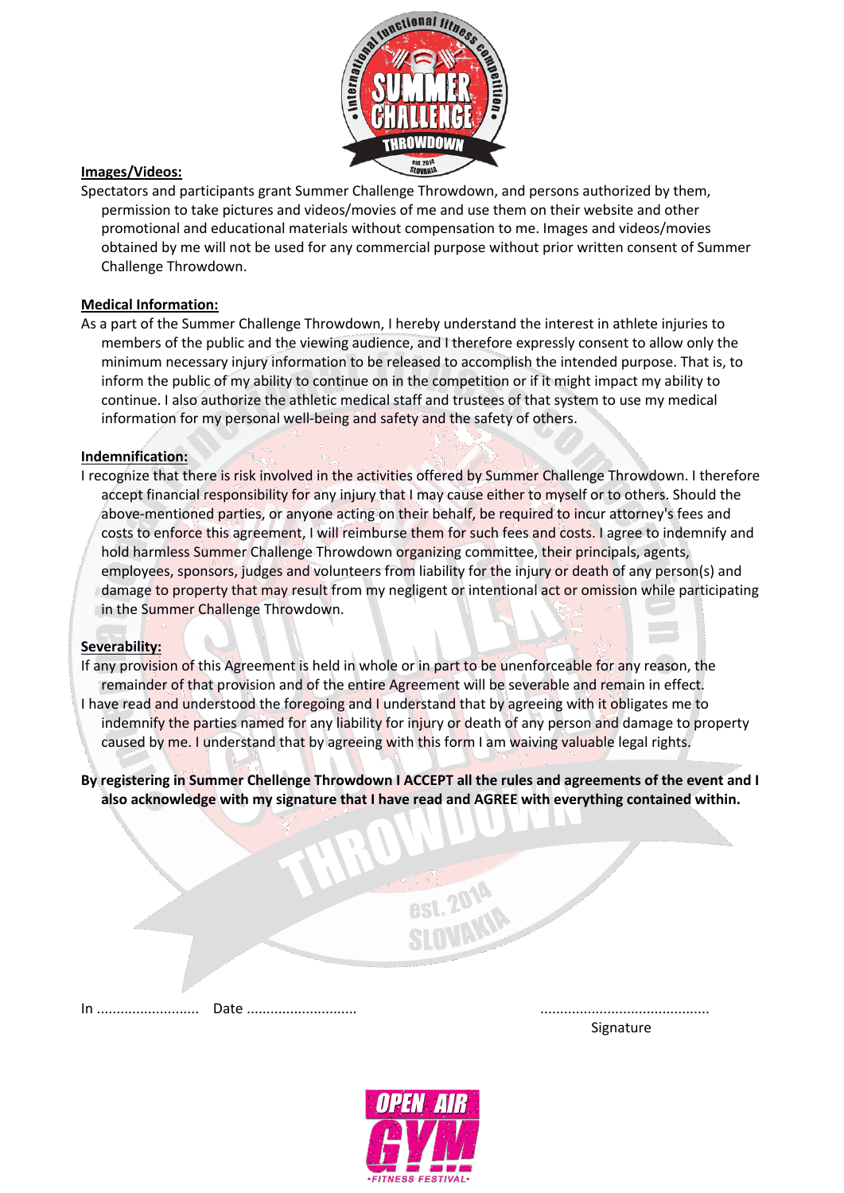## Images/Videos:

Spectators and participants grant Summer Challenge Throwdown, and persons authorized by them, permission to take pictures and videos/movies of me and use them on their website and other promotional and educational materials without compensation to me. Images and videos/movies obtained by me will not be used for any commercial purpose without prior written consent of Summer Challenge Throwdown.

## Medical Information:

As a part of the Summer Challenge Throwdown, I hereby understand the interest in athlete injuries to members of the public and the viewing audience, and I therefore expressly consent to allow only the minimum necessary injury information to be released to accomplish the intended purpose. That is, to inform the public of my ability to continue on in the competition or if it might impact my ability to continue. I also authorize the athletic medical staff and trustees of that system to use my medical information for my personal well-being and safety and the safety of others.

## Indemnification:

I recognize that there is risk involved in the activities offered by Summer Challenge Throwdown. I therefore accept financial responsibility for any injury that I may cause either to myself or to others. Should the above-mentioned parties, or anyone acting on their behalf, be required to incur attorney's fees and costs to enforce this agreement, I will reimburse them for such fees and costs. I agree to indemnify and hold harmless Summer Challenge Throwdown organizing committee, their principals, agents, employees, sponsors, judges and volunteers from liability for the injury or death of any person(s) and damage to property that may result from my negligent or intentional act or omission while participating in the Summer Challenge Throwdown.

## Severability:

If any provision of this Agreement is held in whole or in part to be unenforceable for any reason, the remainder of that provision and of the entire Agreement will be severable and remain in effect.

I have read and understood the foregoing and I understand that by agreeing with it obligates me to indemnify the parties named for any liability for injury or death of any person and damage to property caused by me. I understand that by agreeing with this form I am waiving valuable legal rights.

**By registering in Summer Chellenge Throwdown I ACCEPT all the rules and agreements of the event and I also acknowledge with my signature that I have read and AGREE with everything contained within.**

In .......................... Date ............................ ...........................................

Signature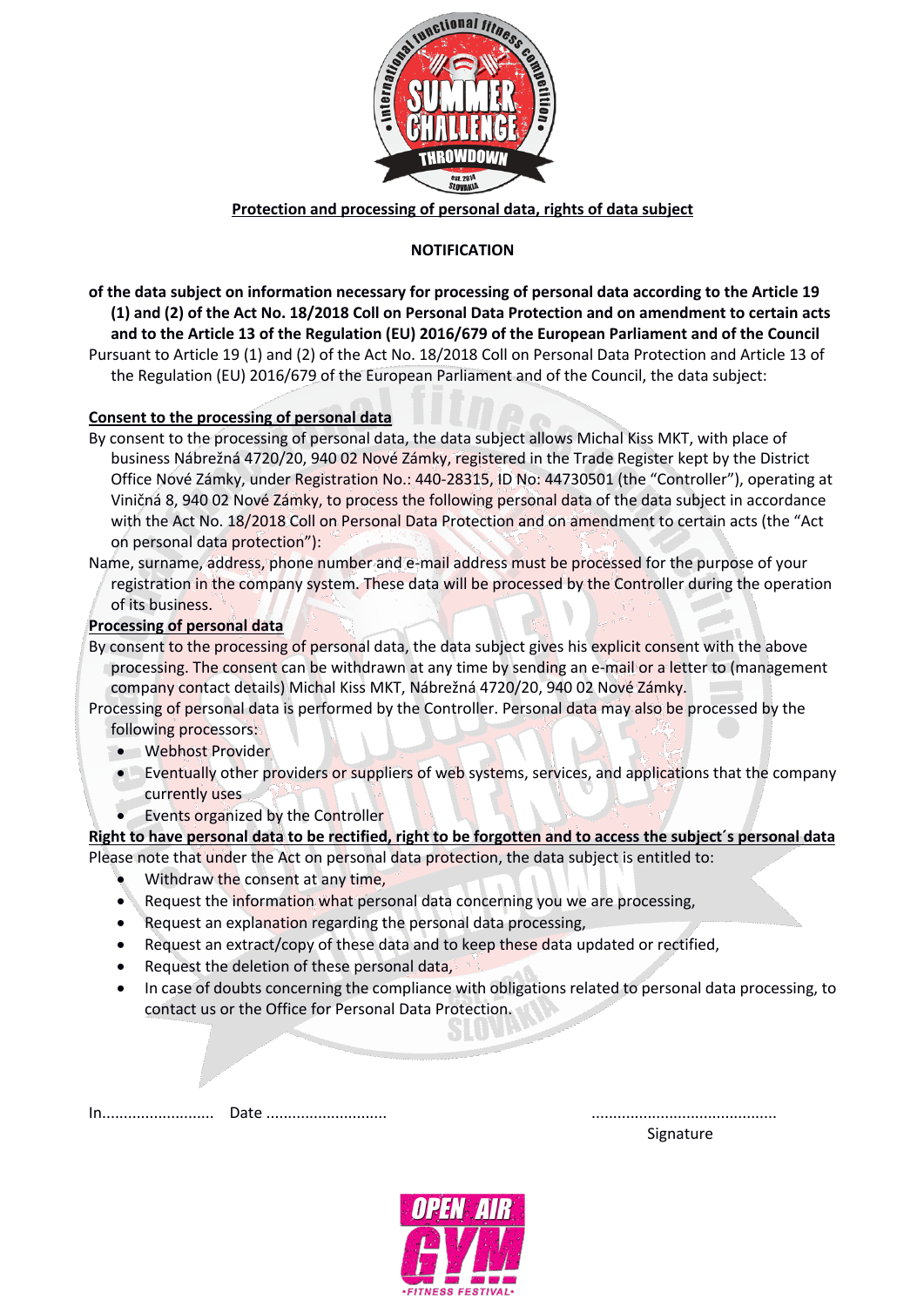**Protection and processing of personal data, rights of data subject**

**NOTIFICATION**

**of the data subject on information necessary for processing of personal data according to the Article 19 (1) and (2) of the Act No. 18/2018 Coll on Personal Data Protection and on amendment to certain acts and to the Article 13 of the Regulation (EU) 2016/679 of the European Parliament and of the Council**

Pursuant to Article 19 (1) and (2) of the Act No. 18/2018 Coll on Personal Data Protection and Article 13 of the Regulation (EU) 2016/679 of the European Parliament and of the Council, the data subject:

**Consent to the processing of personal data**

By consent to the processing of personal data, the data subject allows Michal Kiss MKT, with place of business Nábrežná 4720/20, 940 02 Nové Zámky, registered in the Trade Register kept by the District Office Nové Zámky, under Registration No.: 440-28315, ID No: 44730501 (the "Controller"), operating at Viničná 8, 940 02 Nové Zámky, to process the following personal data of the data subject in accordance with the Act No. 18/2018 Coll on Personal Data Protection and on amendment to certain acts (the "Act on personal data protection"):

Name, surname, address, phone number and e-mail address must be processed for the purpose of your registration in the company system. These data will be processed by the Controller during the operation of its business.

**Processing of personal data**

By consent to the processing of personal data, the data subject gives his explicit consent with the above processing. The consent can be withdrawn at any time by sending an e-mail or a letter to (management company contact details) Michal Kiss MKT, Nábrežná 4720/20, 940 02 Nové Zámky.

Processing of personal data is performed by the Controller. Personal data may also be processed by the following processors:

- Webhost Provider
- Eventually other providers or suppliers of web systems, services, and applications that the company currently uses
- Events organized by the Controller

**Right to have personal data to be rectified, right to be forgotten and to access the subject´s personal data**

Please note that under the Act on personal data protection, the data subject is entitled to:

- Withdraw the consent at any time,
- Request the information what personal data concerning you we are processing,
- Request an explanation regarding the personal data processing,
- Request an extract/copy of these data and to keep these data updated or rectified,
- Request the deletion of these personal data,
- In case of doubts concerning the compliance with obligations related to personal data processing, to contact us or the Office for Personal Data Protection.

In.......................... Date ............................ ...........................................

Signature